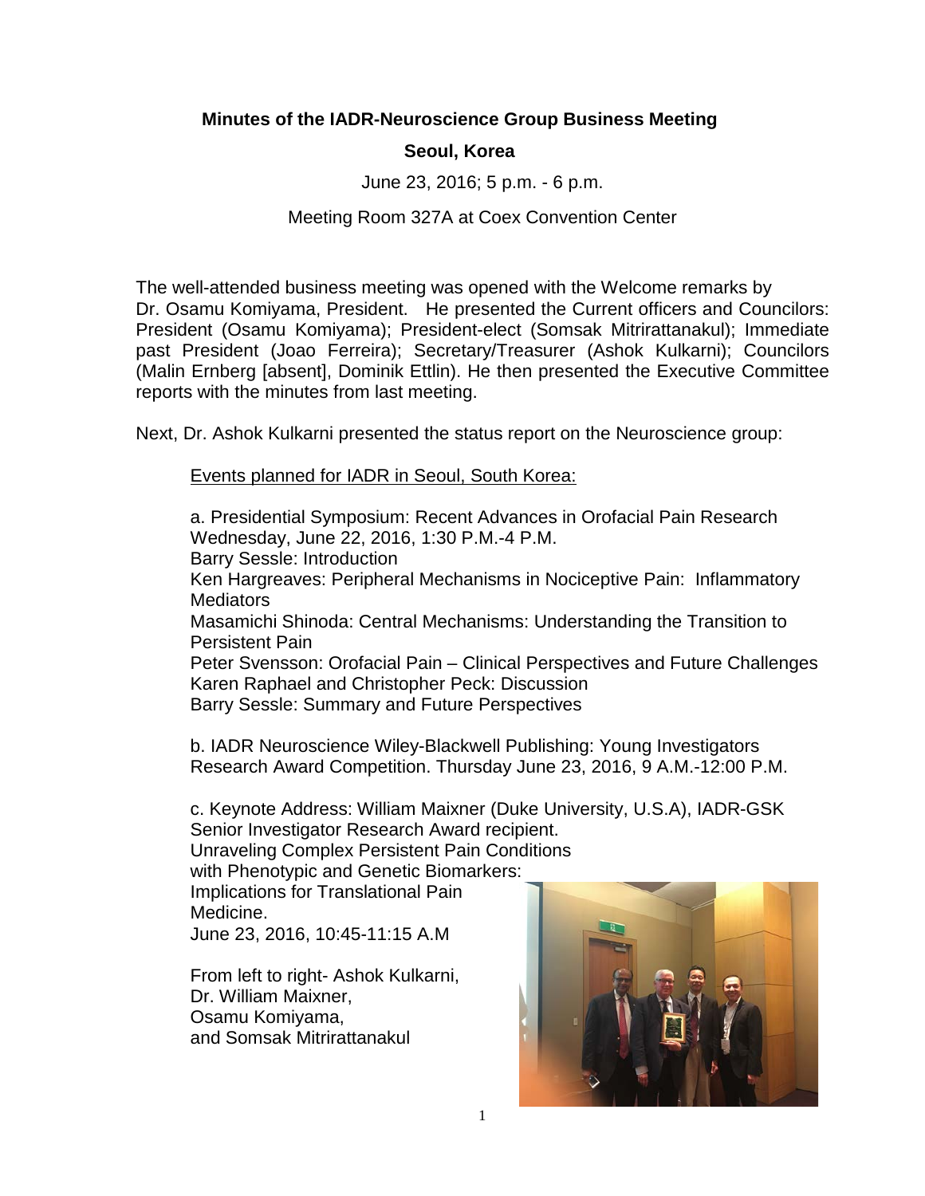**Minutes of the IADR-Neuroscience Group Business Meeting**

**Seoul, Korea**

June 23, 2016; 5 p.m. - 6 p.m.

Meeting Room 327A at Coex Convention Center

The well-attended business meeting was opened with the Welcome remarks by Dr. Osamu Komiyama, President. He presented the Current officers and Councilors: President (Osamu Komiyama); President-elect (Somsak Mitrirattanakul); Immediate past President (Joao Ferreira); Secretary/Treasurer (Ashok Kulkarni); Councilors (Malin Ernberg [absent], Dominik Ettlin). He then presented the Executive Committee reports with the minutes from last meeting.

Next, Dr. Ashok Kulkarni presented the status report on the Neuroscience group:

<u>Events planned for IADR in Seoul, South Korea:</u>

a. Presidential Symposium: Recent Advances in Orofacial Pain Research
Wednesday, June 22, 2016, 1:30 P.M.-4 P.M.
Barry Sessle: Introduction
Ken Hargreaves: Peripheral Mechanisms in Nociceptive Pain: Inflammatory Mediators
Masamichi Shinoda: Central Mechanisms: Understanding the Transition to Persistent Pain
Peter Svensson: Orofacial Pain – Clinical Perspectives and Future Challenges
Karen Raphael and Christopher Peck: Discussion
Barry Sessle: Summary and Future Perspectives

b. IADR Neuroscience Wiley-Blackwell Publishing: Young Investigators Research Award Competition. Thursday June 23, 2016, 9 A.M.-12:00 P.M.

c. Keynote Address: William Maixner (Duke University, U.S.A), IADR-GSK Senior Investigator Research Award recipient.
Unraveling Complex Persistent Pain Conditions with Phenotypic and Genetic Biomarkers: Implications for Translational Pain Medicine.
June 23, 2016, 10:45-11:15 A.M

From left to right- Ashok Kulkarni, Dr. William Maixner, Osamu Komiyama, and Somsak Mitrirattanakul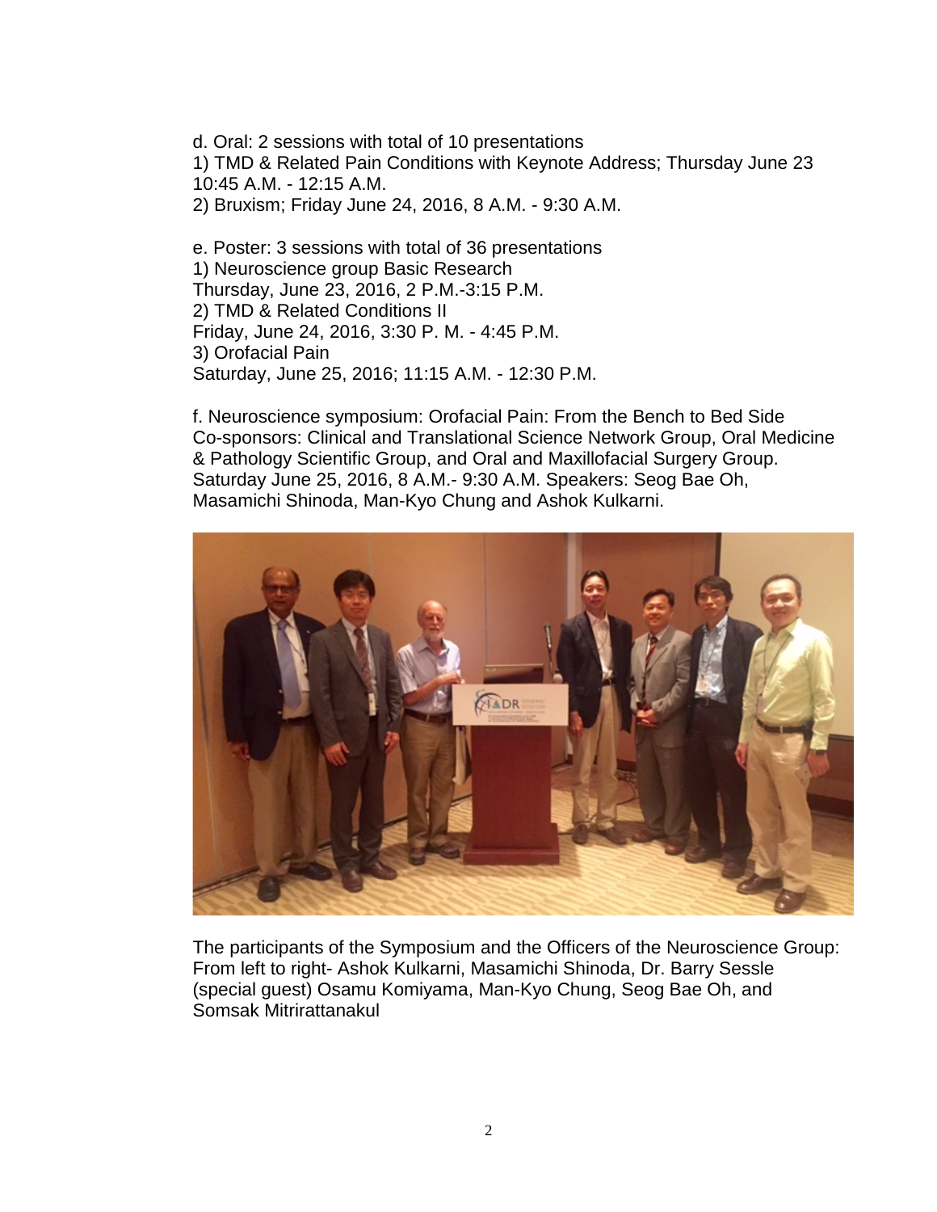d. Oral: 2 sessions with total of 10 presentations
1) TMD & Related Pain Conditions with Keynote Address; Thursday June 23 10:45 A.M. - 12:15 A.M.
2) Bruxism; Friday June 24, 2016, 8 A.M. - 9:30 A.M.

e. Poster: 3 sessions with total of 36 presentations
1) Neuroscience group Basic Research
Thursday, June 23, 2016, 2 P.M.-3:15 P.M.
2) TMD & Related Conditions II
Friday, June 24, 2016, 3:30 P. M. - 4:45 P.M.
3) Orofacial Pain
Saturday, June 25, 2016; 11:15 A.M. - 12:30 P.M.

f. Neuroscience symposium: Orofacial Pain: From the Bench to Bed Side
Co-sponsors: Clinical and Translational Science Network Group, Oral Medicine & Pathology Scientific Group, and Oral and Maxillofacial Surgery Group.
Saturday June 25, 2016, 8 A.M.- 9:30 A.M. Speakers: Seog Bae Oh, Masamichi Shinoda, Man-Kyo Chung and Ashok Kulkarni.

The participants of the Symposium and the Officers of the Neuroscience Group: From left to right- Ashok Kulkarni, Masamichi Shinoda, Dr. Barry Sessle (special guest) Osamu Komiyama, Man-Kyo Chung, Seog Bae Oh, and Somsak Mitrirattanakul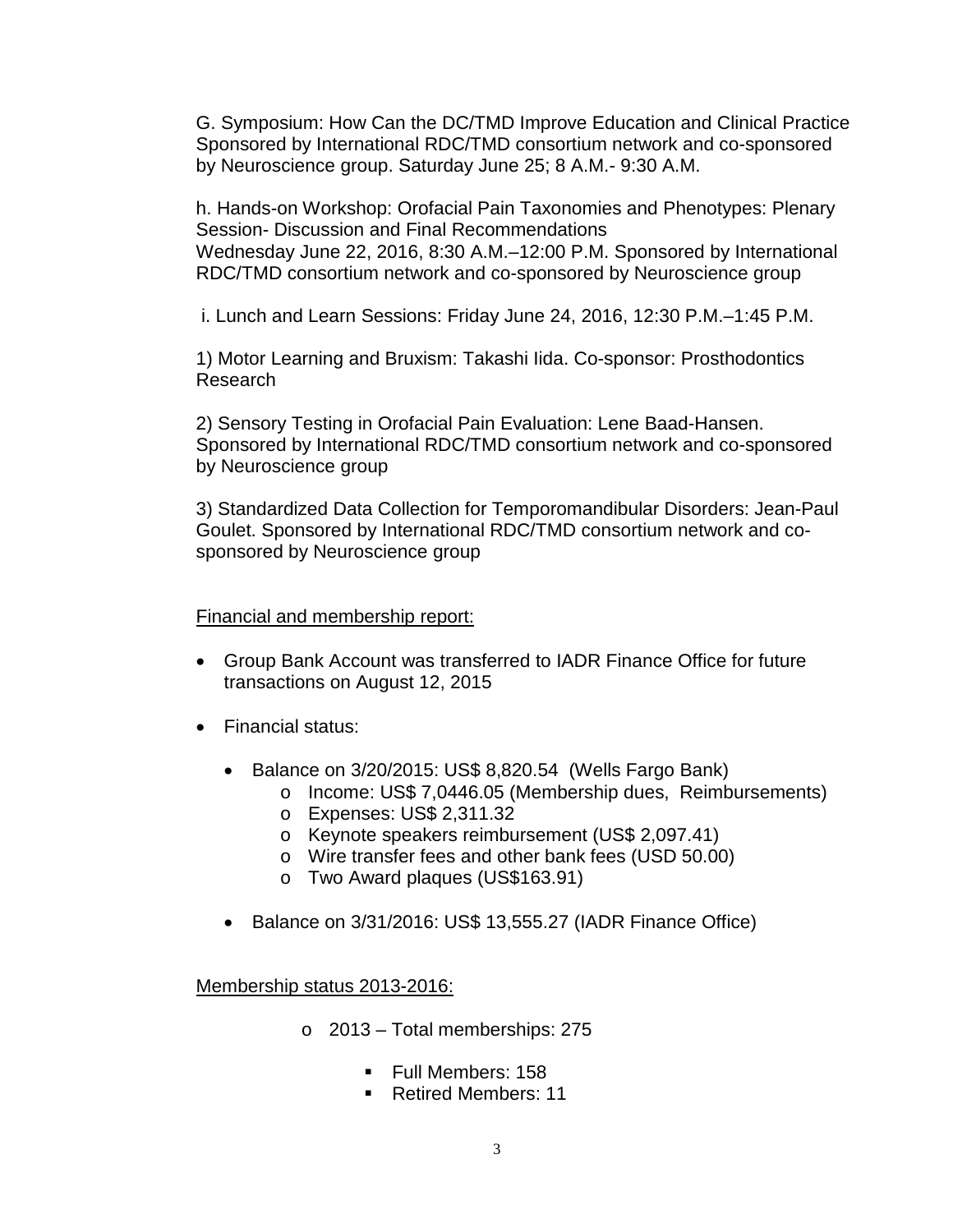G. Symposium: How Can the DC/TMD Improve Education and Clinical Practice Sponsored by International RDC/TMD consortium network and co-sponsored by Neuroscience group. Saturday June 25; 8 A.M.- 9:30 A.M.

h. Hands-on Workshop: Orofacial Pain Taxonomies and Phenotypes: Plenary Session- Discussion and Final Recommendations
Wednesday June 22, 2016, 8:30 A.M.–12:00 P.M. Sponsored by International RDC/TMD consortium network and co-sponsored by Neuroscience group

i. Lunch and Learn Sessions: Friday June 24, 2016, 12:30 P.M.–1:45 P.M.

1) Motor Learning and Bruxism: Takashi Iida. Co-sponsor: Prosthodontics Research

2) Sensory Testing in Orofacial Pain Evaluation: Lene Baad-Hansen. Sponsored by International RDC/TMD consortium network and co-sponsored by Neuroscience group

3) Standardized Data Collection for Temporomandibular Disorders: Jean-Paul Goulet. Sponsored by International RDC/TMD consortium network and co-sponsored by Neuroscience group

<u>Financial and membership report:</u>

- Group Bank Account was transferred to IADR Finance Office for future transactions on August 12, 2015
- Financial status:
  - Balance on 3/20/2015: US$ 8,820.54 (Wells Fargo Bank)
    - Income: US$ 7,0446.05 (Membership dues, Reimbursements)
    - Expenses: US$ 2,311.32
    - Keynote speakers reimbursement (US$ 2,097.41)
    - Wire transfer fees and other bank fees (USD 50.00)
    - Two Award plaques (US$163.91)
  - Balance on 3/31/2016: US$ 13,555.27 (IADR Finance Office)

<u>Membership status 2013-2016:</u>

- 2013 – Total memberships: 275
  - Full Members: 158
  - Retired Members: 11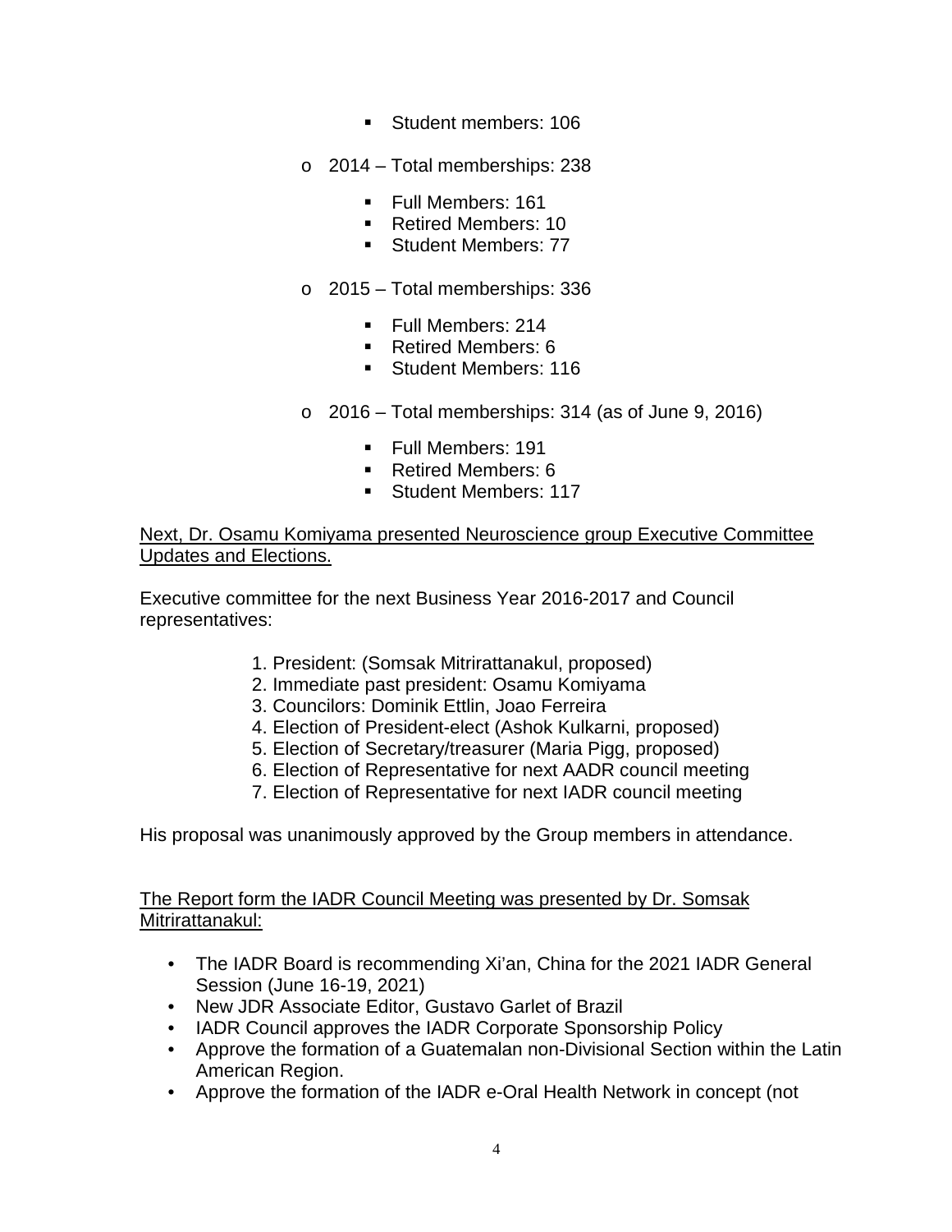- Student members: 106

    - 2014 – Total memberships: 238
        - Full Members: 161
        - Retired Members: 10
        - Student Members: 77

    - 2015 – Total memberships: 336
        - Full Members: 214
        - Retired Members: 6
        - Student Members: 116

    - 2016 – Total memberships: 314 (as of June 9, 2016)
        - Full Members: 191
        - Retired Members: 6
        - Student Members: 117

<u>Next, Dr. Osamu Komiyama presented Neuroscience group Executive Committee Updates and Elections.</u>

Executive committee for the next Business Year 2016-2017 and Council representatives:

1. President: (Somsak Mitrirattanakul, proposed)
2. Immediate past president: Osamu Komiyama
3. Councilors: Dominik Ettlin, Joao Ferreira
4. Election of President-elect (Ashok Kulkarni, proposed)
5. Election of Secretary/treasurer (Maria Pigg, proposed)
6. Election of Representative for next AADR council meeting
7. Election of Representative for next IADR council meeting

His proposal was unanimously approved by the Group members in attendance.

<u>The Report form the IADR Council Meeting was presented by Dr. Somsak Mitrirattanakul:</u>

- The IADR Board is recommending Xi'an, China for the 2021 IADR General Session (June 16-19, 2021)
- New JDR Associate Editor, Gustavo Garlet of Brazil
- IADR Council approves the IADR Corporate Sponsorship Policy
- Approve the formation of a Guatemalan non-Divisional Section within the Latin American Region.
- Approve the formation of the IADR e-Oral Health Network in concept (not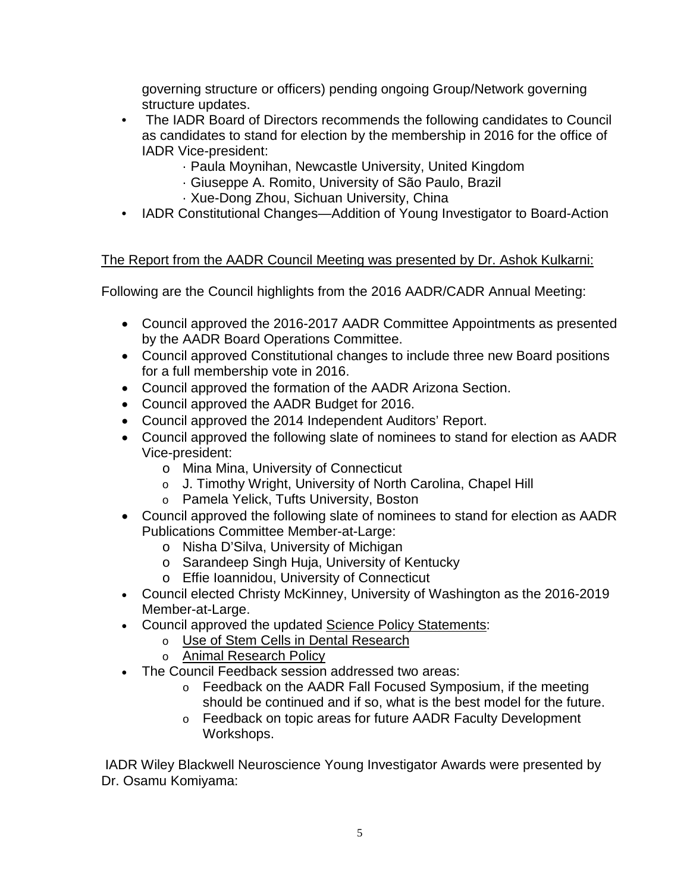governing structure or officers) pending ongoing Group/Network governing structure updates.

- The IADR Board of Directors recommends the following candidates to Council as candidates to stand for election by the membership in 2016 for the office of IADR Vice-president:
  - Paula Moynihan, Newcastle University, United Kingdom
  - Giuseppe A. Romito, University of São Paulo, Brazil
  - Xue-Dong Zhou, Sichuan University, China
- IADR Constitutional Changes—Addition of Young Investigator to Board-Action

<u>The Report from the AADR Council Meeting was presented by Dr. Ashok Kulkarni:</u>

Following are the Council highlights from the 2016 AADR/CADR Annual Meeting:

- Council approved the 2016-2017 AADR Committee Appointments as presented by the AADR Board Operations Committee.
- Council approved Constitutional changes to include three new Board positions for a full membership vote in 2016.
- Council approved the formation of the AADR Arizona Section.
- Council approved the AADR Budget for 2016.
- Council approved the 2014 Independent Auditors' Report.
- Council approved the following slate of nominees to stand for election as AADR Vice-president:
  - Mina Mina, University of Connecticut
  - J. Timothy Wright, University of North Carolina, Chapel Hill
  - Pamela Yelick, Tufts University, Boston
- Council approved the following slate of nominees to stand for election as AADR Publications Committee Member-at-Large:
  - Nisha D'Silva, University of Michigan
  - Sarandeep Singh Huja, University of Kentucky
  - Effie Ioannidou, University of Connecticut
- Council elected Christy McKinney, University of Washington as the 2016-2019 Member-at-Large.
- Council approved the updated <u>Science Policy Statements</u>:
  - <u>Use of Stem Cells in Dental Research</u>
  - <u>Animal Research Policy</u>
- The Council Feedback session addressed two areas:
  - Feedback on the AADR Fall Focused Symposium, if the meeting should be continued and if so, what is the best model for the future.
  - Feedback on topic areas for future AADR Faculty Development Workshops.

IADR Wiley Blackwell Neuroscience Young Investigator Awards were presented by Dr. Osamu Komiyama: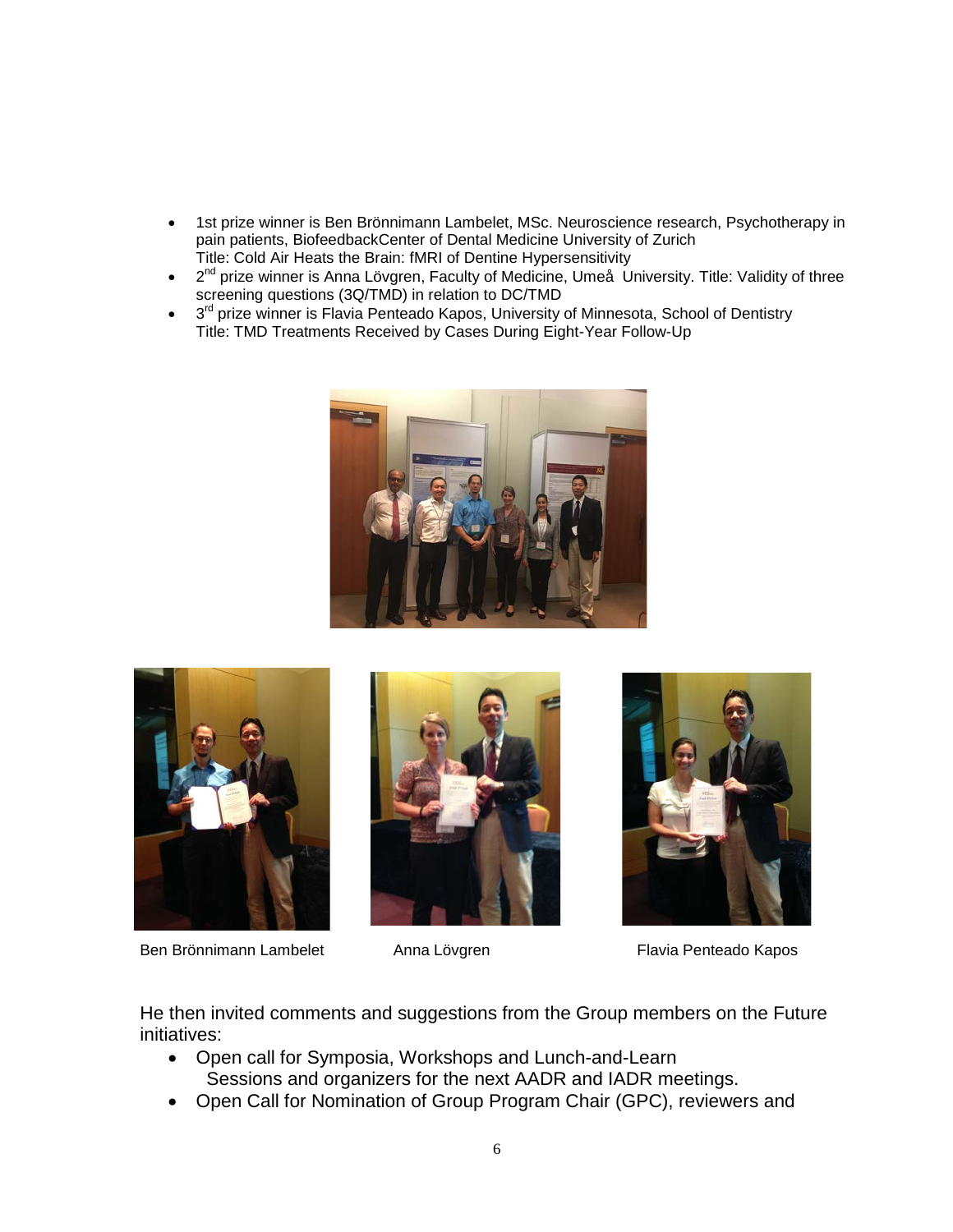- 1st prize winner is Ben Brönnimann Lambelet, MSc. Neuroscience research, Psychotherapy in pain patients, BiofeedbackCenter of Dental Medicine University of Zurich
  Title: Cold Air Heats the Brain: fMRI of Dentine Hypersensitivity
- 2nd prize winner is Anna Lövgren, Faculty of Medicine, Umeå University. Title: Validity of three screening questions (3Q/TMD) in relation to DC/TMD
- 3rd prize winner is Flavia Penteado Kapos, University of Minnesota, School of Dentistry
  Title: TMD Treatments Received by Cases During Eight-Year Follow-Up

Ben Brönnimann Lambelet

Anna Lövgren

Flavia Penteado Kapos

He then invited comments and suggestions from the Group members on the Future initiatives:

- Open call for Symposia, Workshops and Lunch-and-Learn Sessions and organizers for the next AADR and IADR meetings.
- Open Call for Nomination of Group Program Chair (GPC), reviewers and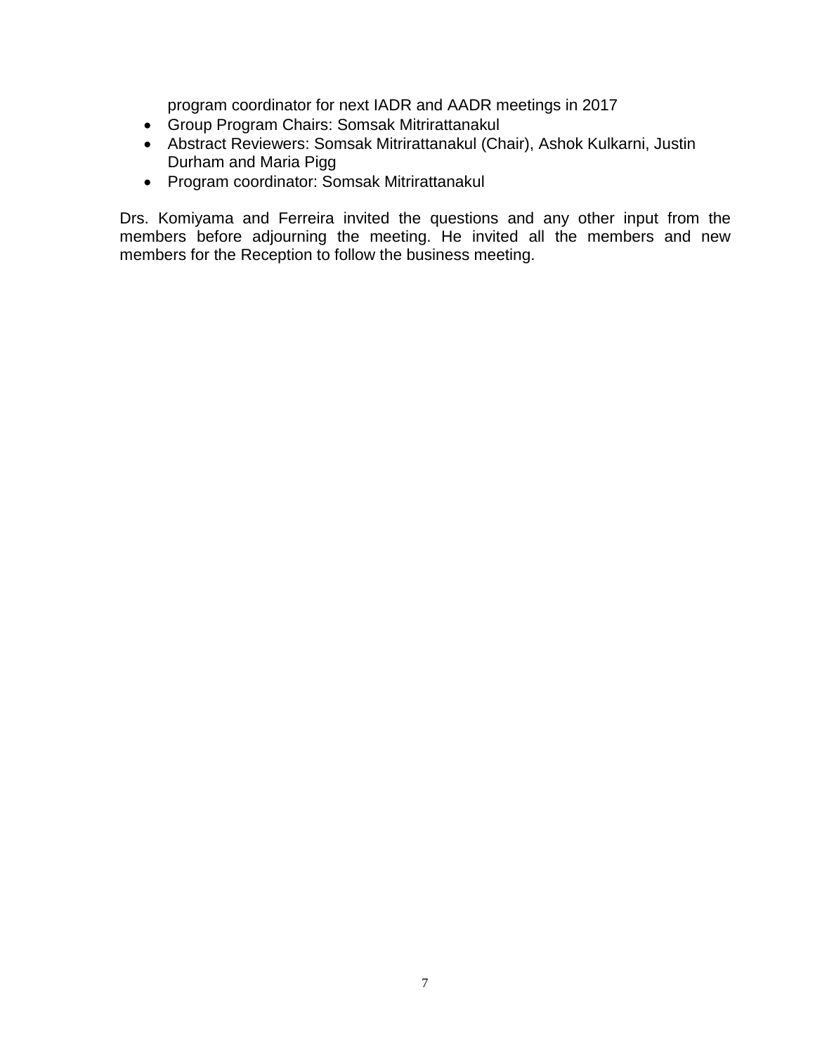program coordinator for next IADR and AADR meetings in 2017

- Group Program Chairs: Somsak Mitrirattanakul
- Abstract Reviewers: Somsak Mitrirattanakul (Chair), Ashok Kulkarni, Justin Durham and Maria Pigg
- Program coordinator: Somsak Mitrirattanakul

Drs. Komiyama and Ferreira invited the questions and any other input from the members before adjourning the meeting. He invited all the members and new members for the Reception to follow the business meeting.